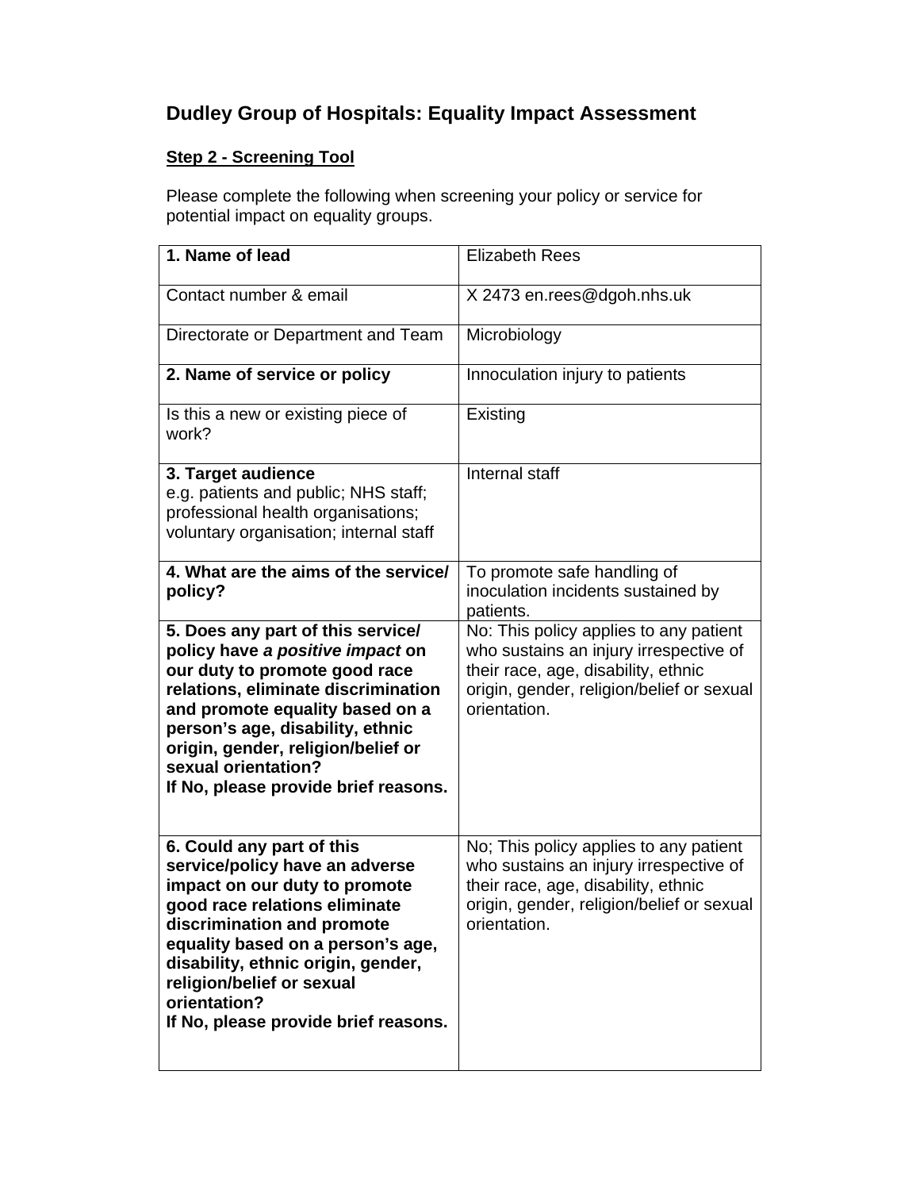# Dudley Group of Hospitals: Equality Impact Assessment

## Step 2 - Screening Tool

Please complete the following when screening your policy or service for potential impact on equality groups.

| **1. Name of lead** | Elizabeth Rees |
|---|---|
| Contact number & email | X 2473 en.rees@dgoh.nhs.uk |
| Directorate or Department and Team | Microbiology |
| **2. Name of service or policy** | Innoculation injury to patients |
| Is this a new or existing piece of work? | Existing |
| **3. Target audience** e.g. patients and public; NHS staff; professional health organisations; voluntary organisation; internal staff | Internal staff |
| **4. What are the aims of the service/ policy?** | To promote safe handling of inoculation incidents sustained by patients. |
| **5. Does any part of this service/ policy have *a positive impact* on our duty to promote good race relations, eliminate discrimination and promote equality based on a person's age, disability, ethnic origin, gender, religion/belief or sexual orientation? If No, please provide brief reasons.** | No: This policy applies to any patient who sustains an injury irrespective of their race, age, disability, ethnic origin, gender, religion/belief or sexual orientation. |
| **6. Could any part of this service/policy have an adverse impact on our duty to promote good race relations eliminate discrimination and promote equality based on a person's age, disability, ethnic origin, gender, religion/belief or sexual orientation? If No, please provide brief reasons.** | No; This policy applies to any patient who sustains an injury irrespective of their race, age, disability, ethnic origin, gender, religion/belief or sexual orientation. |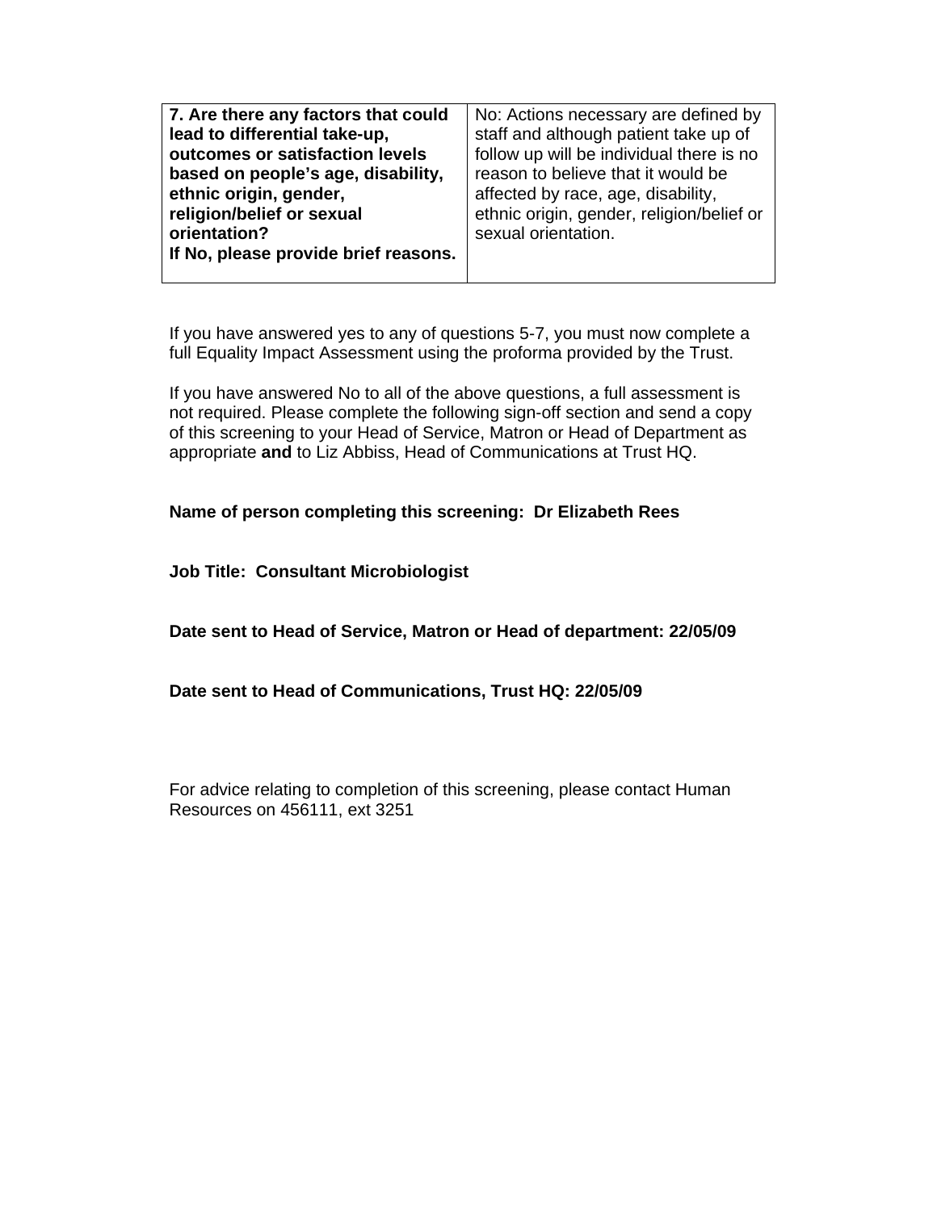| | |
|---|---|
| **7. Are there any factors that could lead to differential take-up, outcomes or satisfaction levels based on people's age, disability, ethnic origin, gender, religion/belief or sexual orientation?**<br>**If No, please provide brief reasons.** | No: Actions necessary are defined by staff and although patient take up of follow up will be individual there is no reason to believe that it would be affected by race, age, disability, ethnic origin, gender, religion/belief or sexual orientation. |

If you have answered yes to any of questions 5-7, you must now complete a full Equality Impact Assessment using the proforma provided by the Trust.

If you have answered No to all of the above questions, a full assessment is not required. Please complete the following sign-off section and send a copy of this screening to your Head of Service, Matron or Head of Department as appropriate **and** to Liz Abbiss, Head of Communications at Trust HQ.

**Name of person completing this screening: Dr Elizabeth Rees**

**Job Title: Consultant Microbiologist**

**Date sent to Head of Service, Matron or Head of department: 22/05/09**

**Date sent to Head of Communications, Trust HQ: 22/05/09**

For advice relating to completion of this screening, please contact Human Resources on 456111, ext 3251